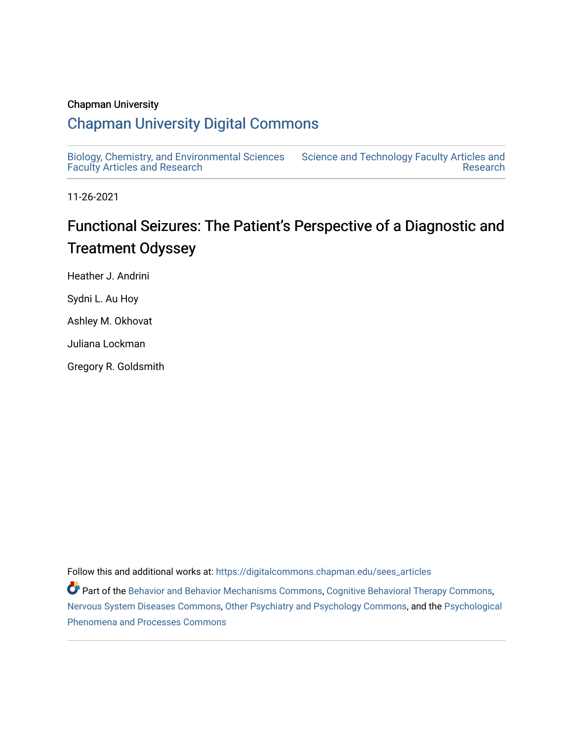Chapman University

## Chapman University Digital Commons

Biology, Chemistry, and Environmental Sciences Faculty Articles and Research

Science and Technology Faculty Articles and Research

11-26-2021

# Functional Seizures: The Patient's Perspective of a Diagnostic and Treatment Odyssey

Heather J. Andrini

Sydni L. Au Hoy

Ashley M. Okhovat

Juliana Lockman

Gregory R. Goldsmith

Follow this and additional works at: https://digitalcommons.chapman.edu/sees_articles

Part of the Behavior and Behavior Mechanisms Commons, Cognitive Behavioral Therapy Commons, Nervous System Diseases Commons, Other Psychiatry and Psychology Commons, and the Psychological Phenomena and Processes Commons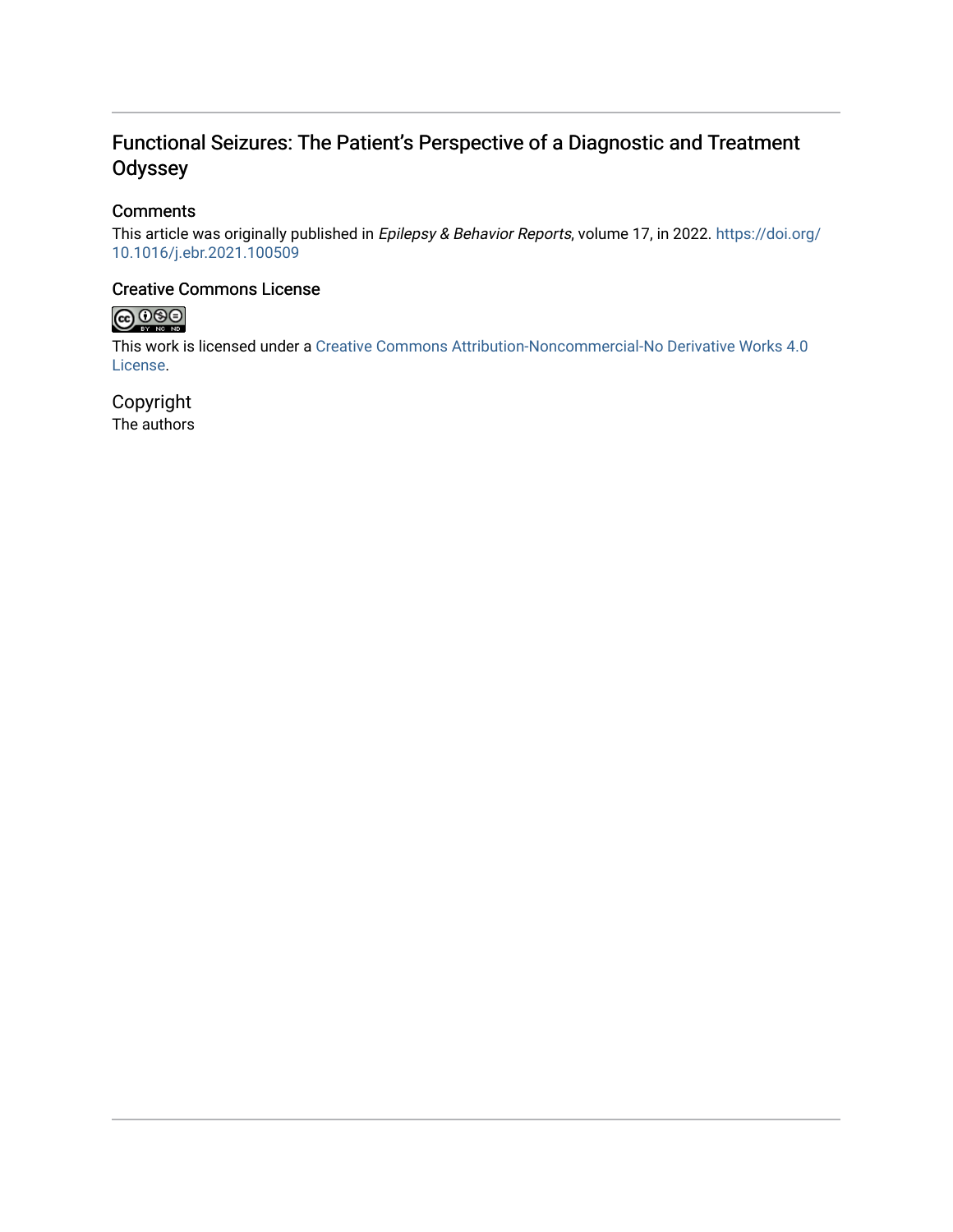# Functional Seizures: The Patient's Perspective of a Diagnostic and Treatment Odyssey

## Comments

This article was originally published in *Epilepsy & Behavior Reports*, volume 17, in 2022. https://doi.org/10.1016/j.ebr.2021.100509

## Creative Commons License

This work is licensed under a Creative Commons Attribution-Noncommercial-No Derivative Works 4.0 License.

## Copyright

The authors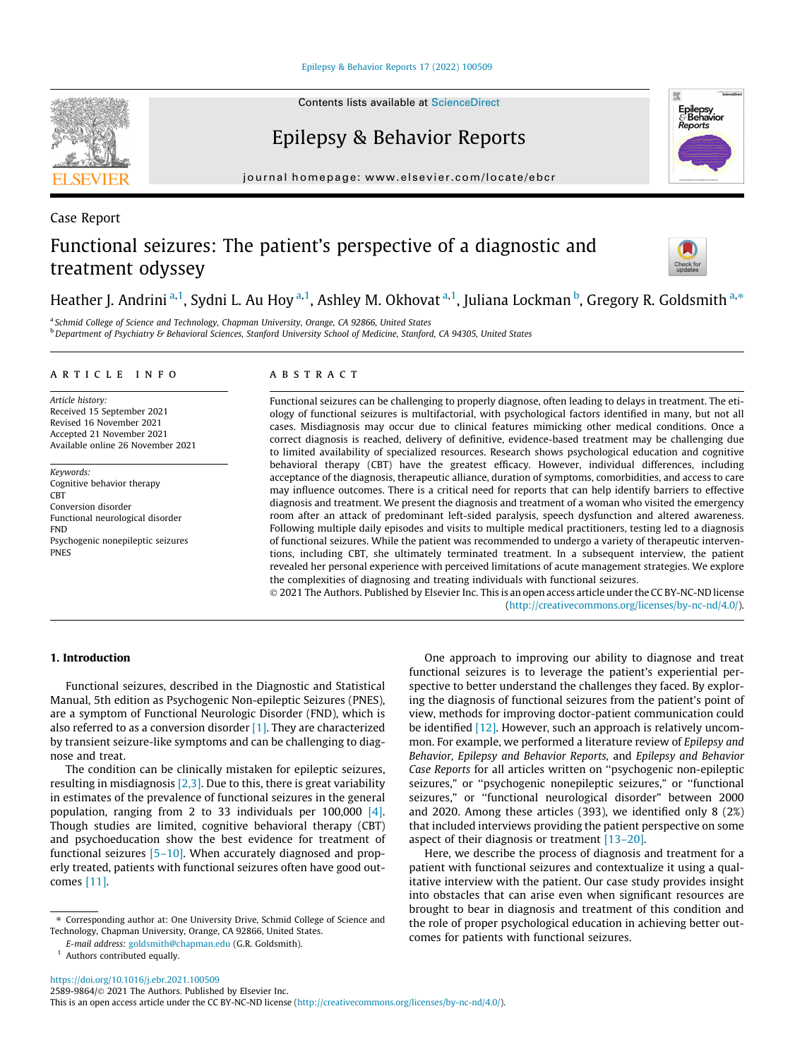Case Report

# Functional seizures: The patient's perspective of a diagnostic and treatment odyssey

Heather J. Andrini [a,1], Sydni L. Au Hoy [a,1], Ashley M. Okhovat [a,1], Juliana Lockman [b], Gregory R. Goldsmith [a,*]

[a] Schmid College of Science and Technology, Chapman University, Orange, CA 92866, United States

[b] Department of Psychiatry & Behavioral Sciences, Stanford University School of Medicine, Stanford, CA 94305, United States

## ARTICLE INFO

*Article history:*
Received 15 September 2021
Revised 16 November 2021
Accepted 21 November 2021
Available online 26 November 2021

*Keywords:*
Cognitive behavior therapy
CBT
Conversion disorder
Functional neurological disorder
FND
Psychogenic nonepileptic seizures
PNES

## ABSTRACT

Functional seizures can be challenging to properly diagnose, often leading to delays in treatment. The etiology of functional seizures is multifactorial, with psychological factors identified in many, but not all cases. Misdiagnosis may occur due to clinical features mimicking other medical conditions. Once a correct diagnosis is reached, delivery of definitive, evidence-based treatment may be challenging due to limited availability of specialized resources. Research shows psychological education and cognitive behavioral therapy (CBT) have the greatest efficacy. However, individual differences, including acceptance of the diagnosis, therapeutic alliance, duration of symptoms, comorbidities, and access to care may influence outcomes. There is a critical need for reports that can help identify barriers to effective diagnosis and treatment. We present the diagnosis and treatment of a woman who visited the emergency room after an attack of predominant left-sided paralysis, speech dysfunction and altered awareness. Following multiple daily episodes and visits to multiple medical practitioners, testing led to a diagnosis of functional seizures. While the patient was recommended to undergo a variety of therapeutic interventions, including CBT, she ultimately terminated treatment. In a subsequent interview, the patient revealed her personal experience with perceived limitations of acute management strategies. We explore the complexities of diagnosing and treating individuals with functional seizures.

© 2021 The Authors. Published by Elsevier Inc. This is an open access article under the CC BY-NC-ND license (http://creativecommons.org/licenses/by-nc-nd/4.0/).

## 1. Introduction

Functional seizures, described in the Diagnostic and Statistical Manual, 5th edition as Psychogenic Non-epileptic Seizures (PNES), are a symptom of Functional Neurologic Disorder (FND), which is also referred to as a conversion disorder [1]. They are characterized by transient seizure-like symptoms and can be challenging to diagnose and treat.

The condition can be clinically mistaken for epileptic seizures, resulting in misdiagnosis [2,3]. Due to this, there is great variability in estimates of the prevalence of functional seizures in the general population, ranging from 2 to 33 individuals per 100,000 [4]. Though studies are limited, cognitive behavioral therapy (CBT) and psychoeducation show the best evidence for treatment of functional seizures [5–10]. When accurately diagnosed and properly treated, patients with functional seizures often have good outcomes [11].

One approach to improving our ability to diagnose and treat functional seizures is to leverage the patient's experiential perspective to better understand the challenges they faced. By exploring the diagnosis of functional seizures from the patient's point of view, methods for improving doctor-patient communication could be identified [12]. However, such an approach is relatively uncommon. For example, we performed a literature review of *Epilepsy and Behavior*, *Epilepsy and Behavior Reports*, and *Epilepsy and Behavior Case Reports* for all articles written on "psychogenic non-epileptic seizures," or "psychogenic nonepileptic seizures," or "functional seizures," or "functional neurological disorder" between 2000 and 2020. Among these articles (393), we identified only 8 (2%) that included interviews providing the patient perspective on some aspect of their diagnosis or treatment [13–20].

Here, we describe the process of diagnosis and treatment for a patient with functional seizures and contextualize it using a qualitative interview with the patient. Our case study provides insight into obstacles that can arise even when significant resources are brought to bear in diagnosis and treatment of this condition and the role of proper psychological education in achieving better outcomes for patients with functional seizures.

* Corresponding author at: One University Drive, Schmid College of Science and Technology, Chapman University, Orange, CA 92866, United States.

*E-mail address:* goldsmith@chapman.edu (G.R. Goldsmith).

[1] Authors contributed equally.

https://doi.org/10.1016/j.ebr.2021.100509

2589-9864/© 2021 The Authors. Published by Elsevier Inc.

This is an open access article under the CC BY-NC-ND license (http://creativecommons.org/licenses/by-nc-nd/4.0/).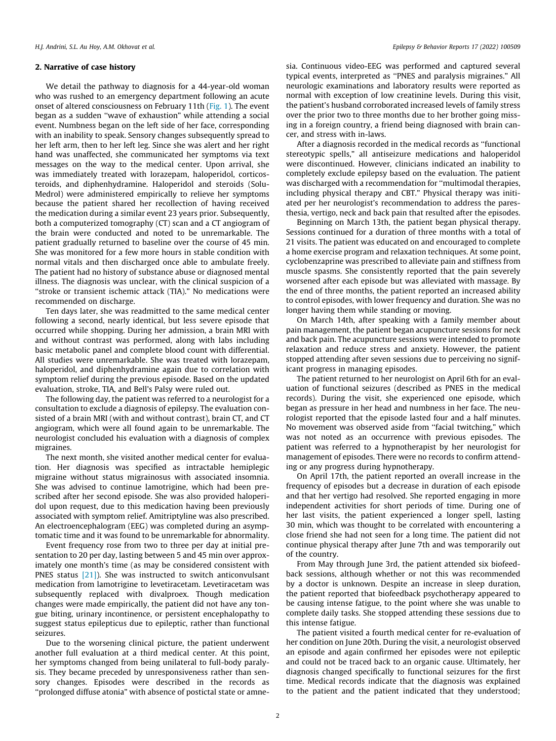## 2. Narrative of case history

We detail the pathway to diagnosis for a 44-year-old woman who was rushed to an emergency department following an acute onset of altered consciousness on February 11th (Fig. 1). The event began as a sudden "wave of exhaustion" while attending a social event. Numbness began on the left side of her face, corresponding with an inability to speak. Sensory changes subsequently spread to her left arm, then to her left leg. Since she was alert and her right hand was unaffected, she communicated her symptoms via text messages on the way to the medical center. Upon arrival, she was immediately treated with lorazepam, haloperidol, corticosteroids, and diphenhydramine. Haloperidol and steroids (Solu-Medrol) were administered empirically to relieve her symptoms because the patient shared her recollection of having received the medication during a similar event 23 years prior. Subsequently, both a computerized tomography (CT) scan and a CT angiogram of the brain were conducted and noted to be unremarkable. The patient gradually returned to baseline over the course of 45 min. She was monitored for a few more hours in stable condition with normal vitals and then discharged once able to ambulate freely. The patient had no history of substance abuse or diagnosed mental illness. The diagnosis was unclear, with the clinical suspicion of a "stroke or transient ischemic attack (TIA)." No medications were recommended on discharge.

Ten days later, she was readmitted to the same medical center following a second, nearly identical, but less severe episode that occurred while shopping. During her admission, a brain MRI with and without contrast was performed, along with labs including basic metabolic panel and complete blood count with differential. All studies were unremarkable. She was treated with lorazepam, haloperidol, and diphenhydramine again due to correlation with symptom relief during the previous episode. Based on the updated evaluation, stroke, TIA, and Bell's Palsy were ruled out.

The following day, the patient was referred to a neurologist for a consultation to exclude a diagnosis of epilepsy. The evaluation consisted of a brain MRI (with and without contrast), brain CT, and CT angiogram, which were all found again to be unremarkable. The neurologist concluded his evaluation with a diagnosis of complex migraines.

The next month, she visited another medical center for evaluation. Her diagnosis was specified as intractable hemiplegic migraine without status migrainosus with associated insomnia. She was advised to continue lamotrigine, which had been prescribed after her second episode. She was also provided haloperidol upon request, due to this medication having been previously associated with symptom relief. Amitriptyline was also prescribed. An electroencephalogram (EEG) was completed during an asymptomatic time and it was found to be unremarkable for abnormality.

Event frequency rose from two to three per day at initial presentation to 20 per day, lasting between 5 and 45 min over approximately one month's time (as may be considered consistent with PNES status [21]). She was instructed to switch anticonvulsant medication from lamotrigine to levetiracetam. Levetiracetam was subsequently replaced with divalproex. Though medication changes were made empirically, the patient did not have any tongue biting, urinary incontinence, or persistent encephalopathy to suggest status epilepticus due to epileptic, rather than functional seizures.

Due to the worsening clinical picture, the patient underwent another full evaluation at a third medical center. At this point, her symptoms changed from being unilateral to full-body paralysis. They became preceded by unresponsiveness rather than sensory changes. Episodes were described in the records as "prolonged diffuse atonia" with absence of postictal state or amnesia. Continuous video-EEG was performed and captured several typical events, interpreted as "PNES and paralysis migraines." All neurologic examinations and laboratory results were reported as normal with exception of low creatinine levels. During this visit, the patient's husband corroborated increased levels of family stress over the prior two to three months due to her brother going missing in a foreign country, a friend being diagnosed with brain cancer, and stress with in-laws.

After a diagnosis recorded in the medical records as "functional stereotypic spells," all antiseizure medications and haloperidol were discontinued. However, clinicians indicated an inability to completely exclude epilepsy based on the evaluation. The patient was discharged with a recommendation for "multimodal therapies, including physical therapy and CBT." Physical therapy was initiated per her neurologist's recommendation to address the paresthesia, vertigo, neck and back pain that resulted after the episodes.

Beginning on March 13th, the patient began physical therapy. Sessions continued for a duration of three months with a total of 21 visits. The patient was educated on and encouraged to complete a home exercise program and relaxation techniques. At some point, cyclobenzaprine was prescribed to alleviate pain and stiffness from muscle spasms. She consistently reported that the pain severely worsened after each episode but was alleviated with massage. By the end of three months, the patient reported an increased ability to control episodes, with lower frequency and duration. She was no longer having them while standing or moving.

On March 14th, after speaking with a family member about pain management, the patient began acupuncture sessions for neck and back pain. The acupuncture sessions were intended to promote relaxation and reduce stress and anxiety. However, the patient stopped attending after seven sessions due to perceiving no significant progress in managing episodes.

The patient returned to her neurologist on April 6th for an evaluation of functional seizures (described as PNES in the medical records). During the visit, she experienced one episode, which began as pressure in her head and numbness in her face. The neurologist reported that the episode lasted four and a half minutes. No movement was observed aside from "facial twitching," which was not noted as an occurrence with previous episodes. The patient was referred to a hypnotherapist by her neurologist for management of episodes. There were no records to confirm attending or any progress during hypnotherapy.

On April 17th, the patient reported an overall increase in the frequency of episodes but a decrease in duration of each episode and that her vertigo had resolved. She reported engaging in more independent activities for short periods of time. During one of her last visits, the patient experienced a longer spell, lasting 30 min, which was thought to be correlated with encountering a close friend she had not seen for a long time. The patient did not continue physical therapy after June 7th and was temporarily out of the country.

From May through June 3rd, the patient attended six biofeedback sessions, although whether or not this was recommended by a doctor is unknown. Despite an increase in sleep duration, the patient reported that biofeedback psychotherapy appeared to be causing intense fatigue, to the point where she was unable to complete daily tasks. She stopped attending these sessions due to this intense fatigue.

The patient visited a fourth medical center for re-evaluation of her condition on June 20th. During the visit, a neurologist observed an episode and again confirmed her episodes were not epileptic and could not be traced back to an organic cause. Ultimately, her diagnosis changed specifically to functional seizures for the first time. Medical records indicate that the diagnosis was explained to the patient and the patient indicated that they understood;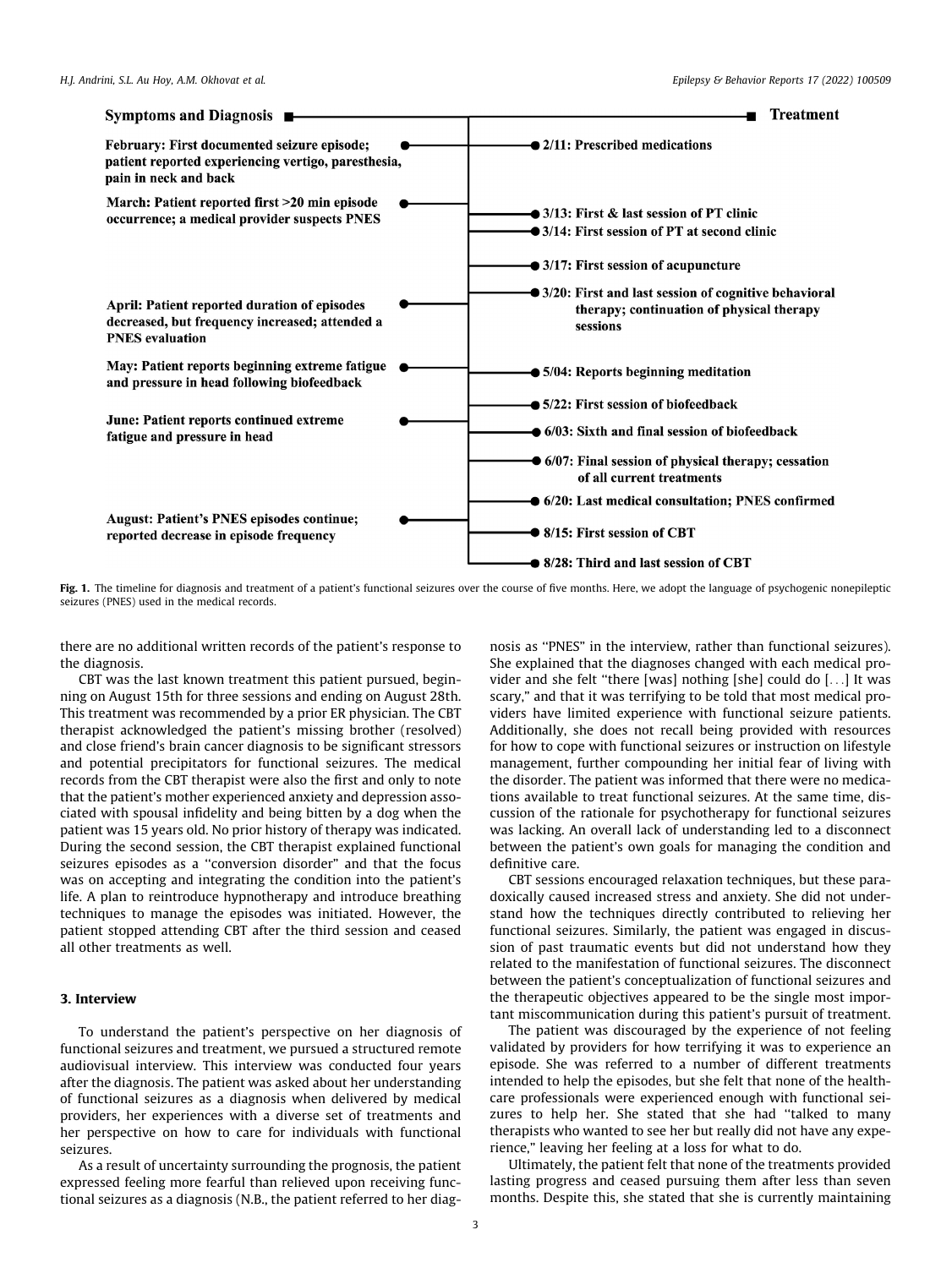| Symptoms and Diagnosis | Treatment |
|---|---|
| February: First documented seizure episode; patient reported experiencing vertigo, paresthesia, pain in neck and back | 2/11: Prescribed medications |
| March: Patient reported first >20 min episode occurrence; a medical provider suspects PNES | 3/13: First & last session of PT clinic |
| | 3/14: First session of PT at second clinic |
| | 3/17: First session of acupuncture |
| April: Patient reported duration of episodes decreased, but frequency increased; attended a PNES evaluation | 3/20: First and last session of cognitive behavioral therapy; continuation of physical therapy sessions |
| May: Patient reports beginning extreme fatigue and pressure in head following biofeedback | 5/04: Reports beginning meditation |
| | 5/22: First session of biofeedback |
| June: Patient reports continued extreme fatigue and pressure in head | 6/03: Sixth and final session of biofeedback |
| | 6/07: Final session of physical therapy; cessation of all current treatments |
| | 6/20: Last medical consultation; PNES confirmed |
| August: Patient's PNES episodes continue; reported decrease in episode frequency | 8/15: First session of CBT |
| | 8/28: Third and last session of CBT |

**Fig. 1.** The timeline for diagnosis and treatment of a patient's functional seizures over the course of five months. Here, we adopt the language of psychogenic nonepileptic seizures (PNES) used in the medical records.

there are no additional written records of the patient's response to the diagnosis.

CBT was the last known treatment this patient pursued, beginning on August 15th for three sessions and ending on August 28th. This treatment was recommended by a prior ER physician. The CBT therapist acknowledged the patient's missing brother (resolved) and close friend's brain cancer diagnosis to be significant stressors and potential precipitators for functional seizures. The medical records from the CBT therapist were also the first and only to note that the patient's mother experienced anxiety and depression associated with spousal infidelity and being bitten by a dog when the patient was 15 years old. No prior history of therapy was indicated. During the second session, the CBT therapist explained functional seizures episodes as a "conversion disorder" and that the focus was on accepting and integrating the condition into the patient's life. A plan to reintroduce hypnotherapy and introduce breathing techniques to manage the episodes was initiated. However, the patient stopped attending CBT after the third session and ceased all other treatments as well.

## 3. Interview

To understand the patient's perspective on her diagnosis of functional seizures and treatment, we pursued a structured remote audiovisual interview. This interview was conducted four years after the diagnosis. The patient was asked about her understanding of functional seizures as a diagnosis when delivered by medical providers, her experiences with a diverse set of treatments and her perspective on how to care for individuals with functional seizures.

As a result of uncertainty surrounding the prognosis, the patient expressed feeling more fearful than relieved upon receiving functional seizures as a diagnosis (N.B., the patient referred to her diagnosis as "PNES" in the interview, rather than functional seizures). She explained that the diagnoses changed with each medical provider and she felt "there [was] nothing [she] could do [...] It was scary," and that it was terrifying to be told that most medical providers have limited experience with functional seizure patients. Additionally, she does not recall being provided with resources for how to cope with functional seizures or instruction on lifestyle management, further compounding her initial fear of living with the disorder. The patient was informed that there were no medications available to treat functional seizures. At the same time, discussion of the rationale for psychotherapy for functional seizures was lacking. An overall lack of understanding led to a disconnect between the patient's own goals for managing the condition and definitive care.

CBT sessions encouraged relaxation techniques, but these paradoxically caused increased stress and anxiety. She did not understand how the techniques directly contributed to relieving her functional seizures. Similarly, the patient was engaged in discussion of past traumatic events but did not understand how they related to the manifestation of functional seizures. The disconnect between the patient's conceptualization of functional seizures and the therapeutic objectives appeared to be the single most important miscommunication during this patient's pursuit of treatment.

The patient was discouraged by the experience of not feeling validated by providers for how terrifying it was to experience an episode. She was referred to a number of different treatments intended to help the episodes, but she felt that none of the healthcare professionals were experienced enough with functional seizures to help her. She stated that she had "talked to many therapists who wanted to see her but really did not have any experience," leaving her feeling at a loss for what to do.

Ultimately, the patient felt that none of the treatments provided lasting progress and ceased pursuing them after less than seven months. Despite this, she stated that she is currently maintaining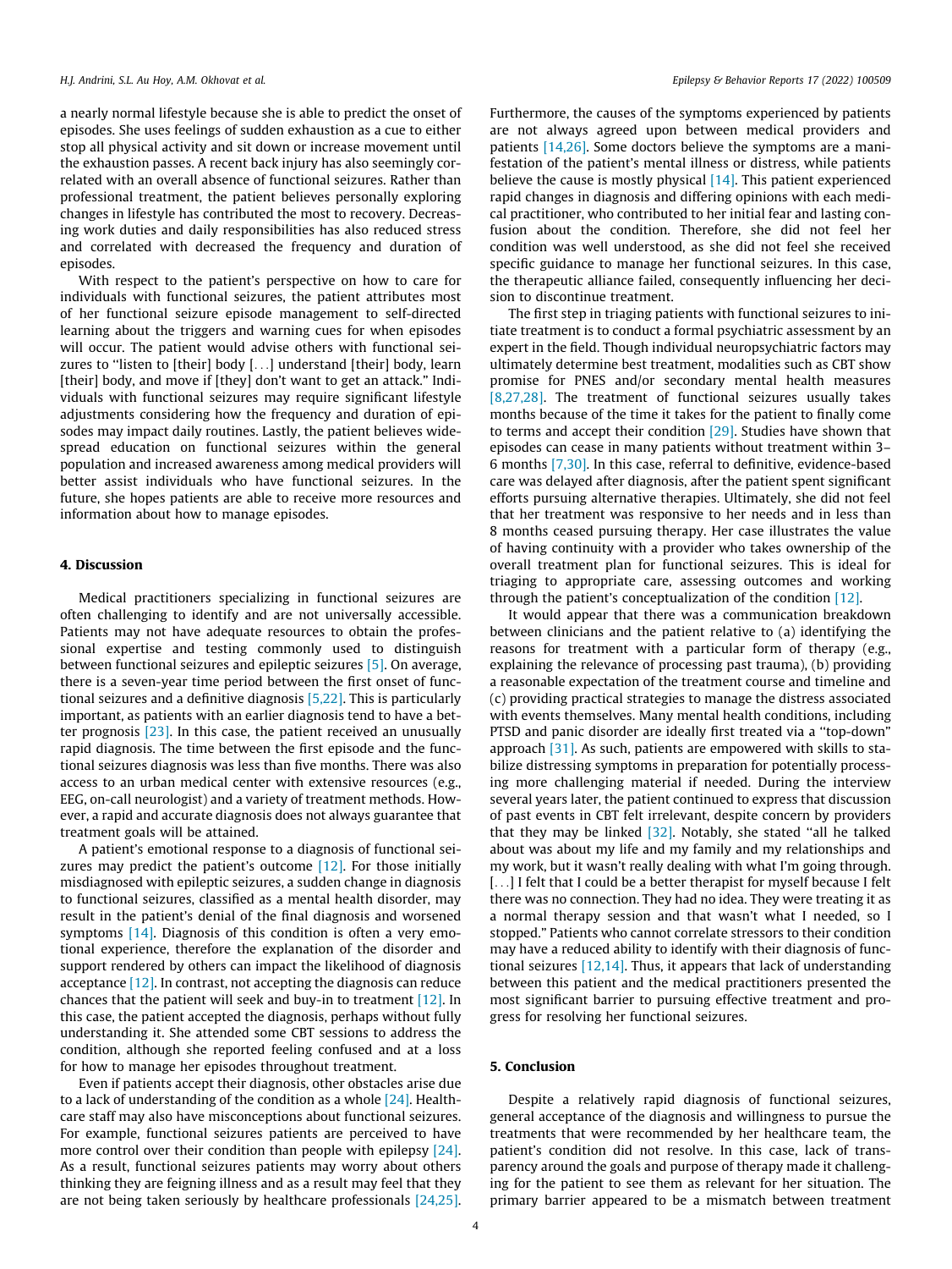a nearly normal lifestyle because she is able to predict the onset of episodes. She uses feelings of sudden exhaustion as a cue to either stop all physical activity and sit down or increase movement until the exhaustion passes. A recent back injury has also seemingly correlated with an overall absence of functional seizures. Rather than professional treatment, the patient believes personally exploring changes in lifestyle has contributed the most to recovery. Decreasing work duties and daily responsibilities has also reduced stress and correlated with decreased the frequency and duration of episodes.

With respect to the patient's perspective on how to care for individuals with functional seizures, the patient attributes most of her functional seizure episode management to self-directed learning about the triggers and warning cues for when episodes will occur. The patient would advise others with functional seizures to "listen to [their] body [...] understand [their] body, learn [their] body, and move if [they] don't want to get an attack." Individuals with functional seizures may require significant lifestyle adjustments considering how the frequency and duration of episodes may impact daily routines. Lastly, the patient believes widespread education on functional seizures within the general population and increased awareness among medical providers will better assist individuals who have functional seizures. In the future, she hopes patients are able to receive more resources and information about how to manage episodes.

## 4. Discussion

Medical practitioners specializing in functional seizures are often challenging to identify and are not universally accessible. Patients may not have adequate resources to obtain the professional expertise and testing commonly used to distinguish between functional seizures and epileptic seizures [5]. On average, there is a seven-year time period between the first onset of functional seizures and a definitive diagnosis [5,22]. This is particularly important, as patients with an earlier diagnosis tend to have a better prognosis [23]. In this case, the patient received an unusually rapid diagnosis. The time between the first episode and the functional seizures diagnosis was less than five months. There was also access to an urban medical center with extensive resources (e.g., EEG, on-call neurologist) and a variety of treatment methods. However, a rapid and accurate diagnosis does not always guarantee that treatment goals will be attained.

A patient's emotional response to a diagnosis of functional seizures may predict the patient's outcome [12]. For those initially misdiagnosed with epileptic seizures, a sudden change in diagnosis to functional seizures, classified as a mental health disorder, may result in the patient's denial of the final diagnosis and worsened symptoms [14]. Diagnosis of this condition is often a very emotional experience, therefore the explanation of the disorder and support rendered by others can impact the likelihood of diagnosis acceptance [12]. In contrast, not accepting the diagnosis can reduce chances that the patient will seek and buy-in to treatment [12]. In this case, the patient accepted the diagnosis, perhaps without fully understanding it. She attended some CBT sessions to address the condition, although she reported feeling confused and at a loss for how to manage her episodes throughout treatment.

Even if patients accept their diagnosis, other obstacles arise due to a lack of understanding of the condition as a whole [24]. Healthcare staff may also have misconceptions about functional seizures. For example, functional seizures patients are perceived to have more control over their condition than people with epilepsy [24]. As a result, functional seizures patients may worry about others thinking they are feigning illness and as a result may feel that they are not being taken seriously by healthcare professionals [24,25]. Furthermore, the causes of the symptoms experienced by patients are not always agreed upon between medical providers and patients [14,26]. Some doctors believe the symptoms are a manifestation of the patient's mental illness or distress, while patients believe the cause is mostly physical [14]. This patient experienced rapid changes in diagnosis and differing opinions with each medical practitioner, who contributed to her initial fear and lasting confusion about the condition. Therefore, she did not feel her condition was well understood, as she did not feel she received specific guidance to manage her functional seizures. In this case, the therapeutic alliance failed, consequently influencing her decision to discontinue treatment.

The first step in triaging patients with functional seizures to initiate treatment is to conduct a formal psychiatric assessment by an expert in the field. Though individual neuropsychiatric factors may ultimately determine best treatment, modalities such as CBT show promise for PNES and/or secondary mental health measures [8,27,28]. The treatment of functional seizures usually takes months because of the time it takes for the patient to finally come to terms and accept their condition [29]. Studies have shown that episodes can cease in many patients without treatment within 3–6 months [7,30]. In this case, referral to definitive, evidence-based care was delayed after diagnosis, after the patient spent significant efforts pursuing alternative therapies. Ultimately, she did not feel that her treatment was responsive to her needs and in less than 8 months ceased pursuing therapy. Her case illustrates the value of having continuity with a provider who takes ownership of the overall treatment plan for functional seizures. This is ideal for triaging to appropriate care, assessing outcomes and working through the patient's conceptualization of the condition [12].

It would appear that there was a communication breakdown between clinicians and the patient relative to (a) identifying the reasons for treatment with a particular form of therapy (e.g., explaining the relevance of processing past trauma), (b) providing a reasonable expectation of the treatment course and timeline and (c) providing practical strategies to manage the distress associated with events themselves. Many mental health conditions, including PTSD and panic disorder are ideally first treated via a "top-down" approach [31]. As such, patients are empowered with skills to stabilize distressing symptoms in preparation for potentially processing more challenging material if needed. During the interview several years later, the patient continued to express that discussion of past events in CBT felt irrelevant, despite concern by providers that they may be linked [32]. Notably, she stated "all he talked about was about my life and my family and my relationships and my work, but it wasn't really dealing with what I'm going through. [...] I felt that I could be a better therapist for myself because I felt there was no connection. They had no idea. They were treating it as a normal therapy session and that wasn't what I needed, so I stopped." Patients who cannot correlate stressors to their condition may have a reduced ability to identify with their diagnosis of functional seizures [12,14]. Thus, it appears that lack of understanding between this patient and the medical practitioners presented the most significant barrier to pursuing effective treatment and progress for resolving her functional seizures.

## 5. Conclusion

Despite a relatively rapid diagnosis of functional seizures, general acceptance of the diagnosis and willingness to pursue the treatments that were recommended by her healthcare team, the patient's condition did not resolve. In this case, lack of transparency around the goals and purpose of therapy made it challenging for the patient to see them as relevant for her situation. The primary barrier appeared to be a mismatch between treatment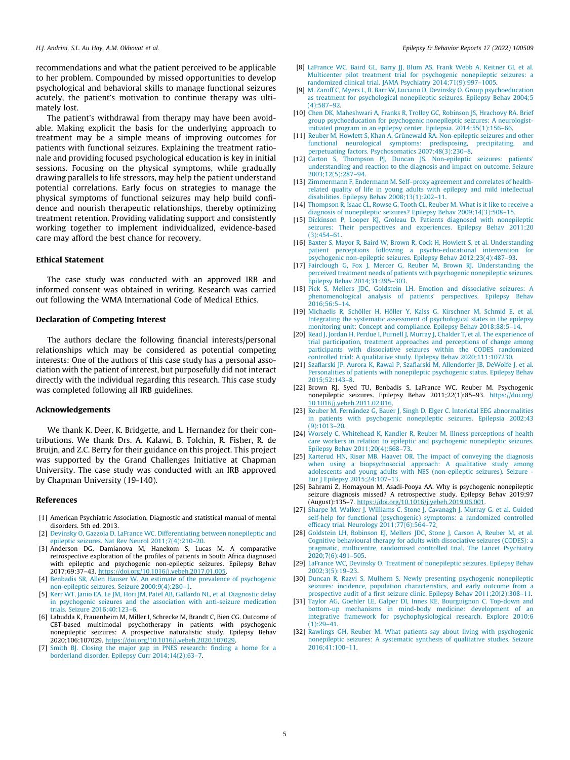recommendations and what the patient perceived to be applicable to her problem. Compounded by missed opportunities to develop psychological and behavioral skills to manage functional seizures acutely, the patient's motivation to continue therapy was ultimately lost.

The patient's withdrawal from therapy may have been avoidable. Making explicit the basis for the underlying approach to treatment may be a simple means of improving outcomes for patients with functional seizures. Explaining the treatment rationale and providing focused psychological education is key in initial sessions. Focusing on the physical symptoms, while gradually drawing parallels to life stressors, may help the patient understand potential correlations. Early focus on strategies to manage the physical symptoms of functional seizures may help build confidence and nourish therapeutic relationships, thereby optimizing treatment retention. Providing validating support and consistently working together to implement individualized, evidence-based care may afford the best chance for recovery.

## Ethical Statement

The case study was conducted with an approved IRB and informed consent was obtained in writing. Research was carried out following the WMA International Code of Medical Ethics.

## Declaration of Competing Interest

The authors declare the following financial interests/personal relationships which may be considered as potential competing interests: One of the authors of this case study has a personal association with the patient of interest, but purposefully did not interact directly with the individual regarding this research. This case study was completed following all IRB guidelines.

## Acknowledgements

We thank K. Deer, K. Bridgette, and L. Hernandez for their contributions. We thank Drs. A. Kalawi, B. Tolchin, R. Fisher, R. de Bruijn, and Z.C. Berry for their guidance on this project. This project was supported by the Grand Challenges Initiative at Chapman University. The case study was conducted with an IRB approved by Chapman University (19-140).

## References

[1] American Psychiatric Association. Diagnostic and statistical manual of mental disorders. 5th ed. 2013.

[2] Devinsky O, Gazzola D, LaFrance WC. Differentiating between nonepileptic and epileptic seizures. Nat Rev Neurol 2011;7(4):210–20.

[3] Anderson DG, Damianova M, Hanekom S, Lucas M. A comparative retrospective exploration of the profiles of patients in South Africa diagnosed with epileptic and psychogenic non-epileptic seizures. Epilepsy Behav 2017;69:37–43. https://doi.org/10.1016/j.yebeh.2017.01.005.

[4] Benbadis SR, Allen Hauser W. An estimate of the prevalence of psychogenic non-epileptic seizures. Seizure 2000;9(4):280–1.

[5] Kerr WT, Janio EA, Le JM, Hori JM, Patel AB, Gallardo NL, et al. Diagnostic delay in psychogenic seizures and the association with anti-seizure medication trials. Seizure 2016;40:123–6.

[6] Labudda K, Frauenheim M, Miller I, Schrecke M, Brandt C, Bien CG. Outcome of CBT-based multimodal psychotherapy in patients with psychogenic nonepileptic seizures: A prospective naturalistic study. Epilepsy Behav 2020;106:107029. https://doi.org/10.1016/j.yebeh.2020.107029.

[7] Smith BJ. Closing the major gap in PNES research: finding a home for a borderland disorder. Epilepsy Curr 2014;14(2):63–7.

[8] LaFrance WC, Baird GL, Barry JJ, Blum AS, Frank Webb A, Keitner GI, et al. Multicenter pilot treatment trial for psychogenic nonepileptic seizures: a randomized clinical trial. JAMA Psychiatry 2014;71(9):997–1005.

[9] M. Zaroff C, Myers L, B. Barr W, Luciano D, Devinsky O. Group psychoeducation as treatment for psychological nonepileptic seizures. Epilepsy Behav 2004;5(4):587–92.

[10] Chen DK, Maheshwari A, Franks R, Trolley GC, Robinson JS, Hrachovy RA. Brief group psychoeducation for psychogenic nonepileptic seizures: A neurologist-initiated program in an epilepsy center. Epilepsia. 2014;55(1):156–66.

[11] Reuber M, Howlett S, Khan A, Grünewald RA. Non-epileptic seizures and other functional neurological symptoms: predisposing, precipitating, and perpetuating factors. Psychosomatics 2007;48(3):230–8.

[12] Carton S, Thompson PJ, Duncan JS. Non-epileptic seizures: patients' understanding and reaction to the diagnosis and impact on outcome. Seizure 2003;12(5):287–94.

[13] Zimmermann F, Endermann M. Self–proxy agreement and correlates of health-related quality of life in young adults with epilepsy and mild intellectual disabilities. Epilepsy Behav 2008;13(1):202–11.

[14] Thompson R, Isaac CL, Rowse G, Tooth CL, Reuber M. What is it like to receive a diagnosis of nonepileptic seizures? Epilepsy Behav 2009;14(3):508–15.

[15] Dickinson P, Looper KJ, Groleau D. Patients diagnosed with nonepileptic seizures: Their perspectives and experiences. Epilepsy Behav 2011;20(3):454–61.

[16] Baxter S, Mayor R, Baird W, Brown R, Cock H, Howlett S, et al. Understanding patient perceptions following a psycho-educational intervention for psychogenic non-epileptic seizures. Epilepsy Behav 2012;23(4):487–93.

[17] Fairclough G, Fox J, Mercer G, Reuber M, Brown RJ. Understanding the perceived treatment needs of patients with psychogenic nonepileptic seizures. Epilepsy Behav 2014;31:295–303.

[18] Pick S, Mellers JDC, Goldstein LH. Emotion and dissociative seizures: A phenomenological analysis of patients' perspectives. Epilepsy Behav 2016;56:5–14.

[19] Michaelis R, Schöller H, Höller Y, Kalss G, Kirschner M, Schmid E, et al. Integrating the systematic assessment of psychological states in the epilepsy monitoring unit: Concept and compliance. Epilepsy Behav 2018;88:5–14.

[20] Read J, Jordan H, Perdue I, Purnell J, Murray J, Chalder T, et al. The experience of trial participation, treatment approaches and perceptions of change among participants with dissociative seizures within the CODES randomized controlled trial: A qualitative study. Epilepsy Behav 2020;111:107230.

[21] Szaflarski JP, Aurora K, Rawal P, Szaflarski M, Allendorfer JB, DeWolfe J, et al. Personalities of patients with nonepileptic psychogenic status. Epilepsy Behav 2015;52:143–8.

[22] Brown RJ, Syed TU, Benbadis S, LaFrance WC, Reuber M. Psychogenic nonepileptic seizures. Epilepsy Behav 2011;22(1):85–93. https://doi.org/10.1016/j.yebeh.2011.02.016.

[23] Reuber M, Fernández G, Bauer J, Singh D, Elger C. Interictal EEG abnormalities in patients with psychogenic nonepileptic seizures. Epilepsia 2002;43(9):1013–20.

[24] Worsely C, Whitehead K, Kandler R, Reuber M. Illness perceptions of health care workers in relation to epileptic and psychogenic nonepileptic seizures. Epilepsy Behav 2011;20(4):668–73.

[25] Karterud HN, Risør MB, Haavet OR. The impact of conveying the diagnosis when using a biopsychosocial approach: A qualitative study among adolescents and young adults with NES (non-epileptic seizures). Seizure - Eur J Epilepsy 2015;24:107–13.

[26] Bahrami Z, Homayoun M, Asadi-Pooya AA. Why is psychogenic nonepileptic seizure diagnosis missed? A retrospective study. Epilepsy Behav 2019;97(August):135–7. https://doi.org/10.1016/j.yebeh.2019.06.001.

[27] Sharpe M, Walker J, Williams C, Stone J, Cavanagh J, Murray G, et al. Guided self-help for functional (psychogenic) symptoms: a randomized controlled efficacy trial. Neurology 2011;77(6):564–72.

[28] Goldstein LH, Robinson EJ, Mellers JDC, Stone J, Carson A, Reuber M, et al. Cognitive behavioural therapy for adults with dissociative seizures (CODES): a pragmatic, multicentre, randomised controlled trial. The Lancet Psychiatry 2020;7(6):491–505.

[29] LaFrance WC, Devinsky O. Treatment of nonepileptic seizures. Epilepsy Behav 2002;3(5):19–23.

[30] Duncan R, Razvi S, Mulhern S. Newly presenting psychogenic nonepileptic seizures: incidence, population characteristics, and early outcome from a prospective audit of a first seizure clinic. Epilepsy Behav 2011;20(2):308–11.

[31] Taylor AG, Goehler LE, Galper DI, Innes KE, Bourguignon C. Top-down and bottom-up mechanisms in mind-body medicine: development of an integrative framework for psychophysiological research. Explore 2010;6(1):29–41.

[32] Rawlings GH, Reuber M. What patients say about living with psychogenic nonepileptic seizures: A systematic synthesis of qualitative studies. Seizure 2016;41:100–11.